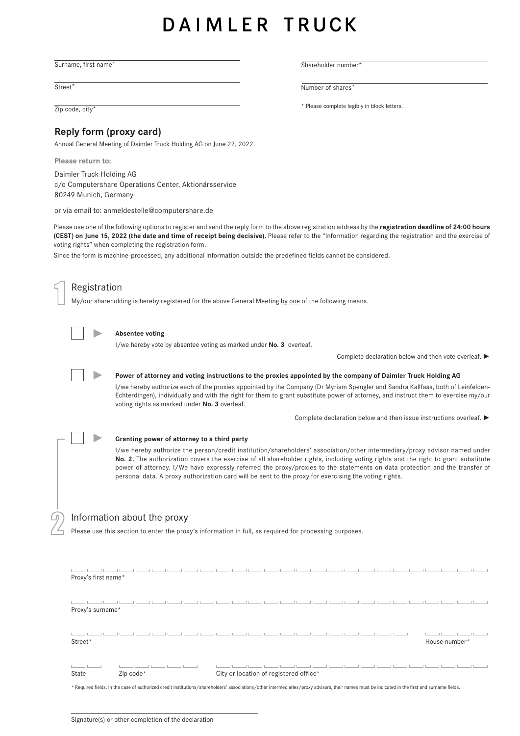# DAIMLER TRUCK

Surname, first name*

Street*

Zip code, city*

Shareholder number*

Number of shares*

* Please complete legibly in block letters.

## Reply form (proxy card)

Annual General Meeting of Daimler Truck Holding AG on June 22, 2022

**Please return to:**

Daimler Truck Holding AG
c/o Computershare Operations Center, Aktionärsservice
80249 Munich, Germany

or via email to: anmeldestelle@computershare.de

Please use one of the following options to register and send the reply form to the above registration address by the **registration deadline of 24:00 hours (CEST) on June 15, 2022 (the date and time of receipt being decisive).** Please refer to the "Information regarding the registration and the exercise of voting rights" when completing the registration form.

Since the form is machine-processed, any additional information outside the predefined fields cannot be considered.

## 1 Registration

My/our shareholding is hereby registered for the above General Meeting by one of the following means.

☐ ► **Absentee voting**

I/we hereby vote by absentee voting as marked under **No. 3** overleaf.

Complete declaration below and then vote overleaf. ►

☐ ► **Power of attorney and voting instructions to the proxies appointed by the company of Daimler Truck Holding AG**

I/we hereby authorize each of the proxies appointed by the Company (Dr Myriam Spengler and Sandra Kallfass, both of Leinfelden-Echterdingen), individually and with the right for them to grant substitute power of attorney, and instruct them to exercise my/our voting rights as marked under **No. 3** overleaf.

Complete declaration below and then issue instructions overleaf. ►

☐ ► **Granting power of attorney to a third party**

I/we hereby authorize the person/credit institution/shareholders' association/other intermediary/proxy advisor named under **No. 2.** The authorization covers the exercise of all shareholder rights, including voting rights and the right to grant substitute power of attorney. I/We have expressly referred the proxy/proxies to the statements on data protection and the transfer of personal data. A proxy authorization card will be sent to the proxy for exercising the voting rights.

## 2 Information about the proxy

Please use this section to enter the proxy's information in full, as required for processing purposes.

Proxy's first name*

Proxy's surname*

Street*

House number*

State

Zip code*

City or location of registered office*

* Required fields. In the case of authorized credit institutions/shareholders' associations/other intermediaries/proxy advisors, their names must be indicated in the first and surname fields.

Signature(s) or other completion of the declaration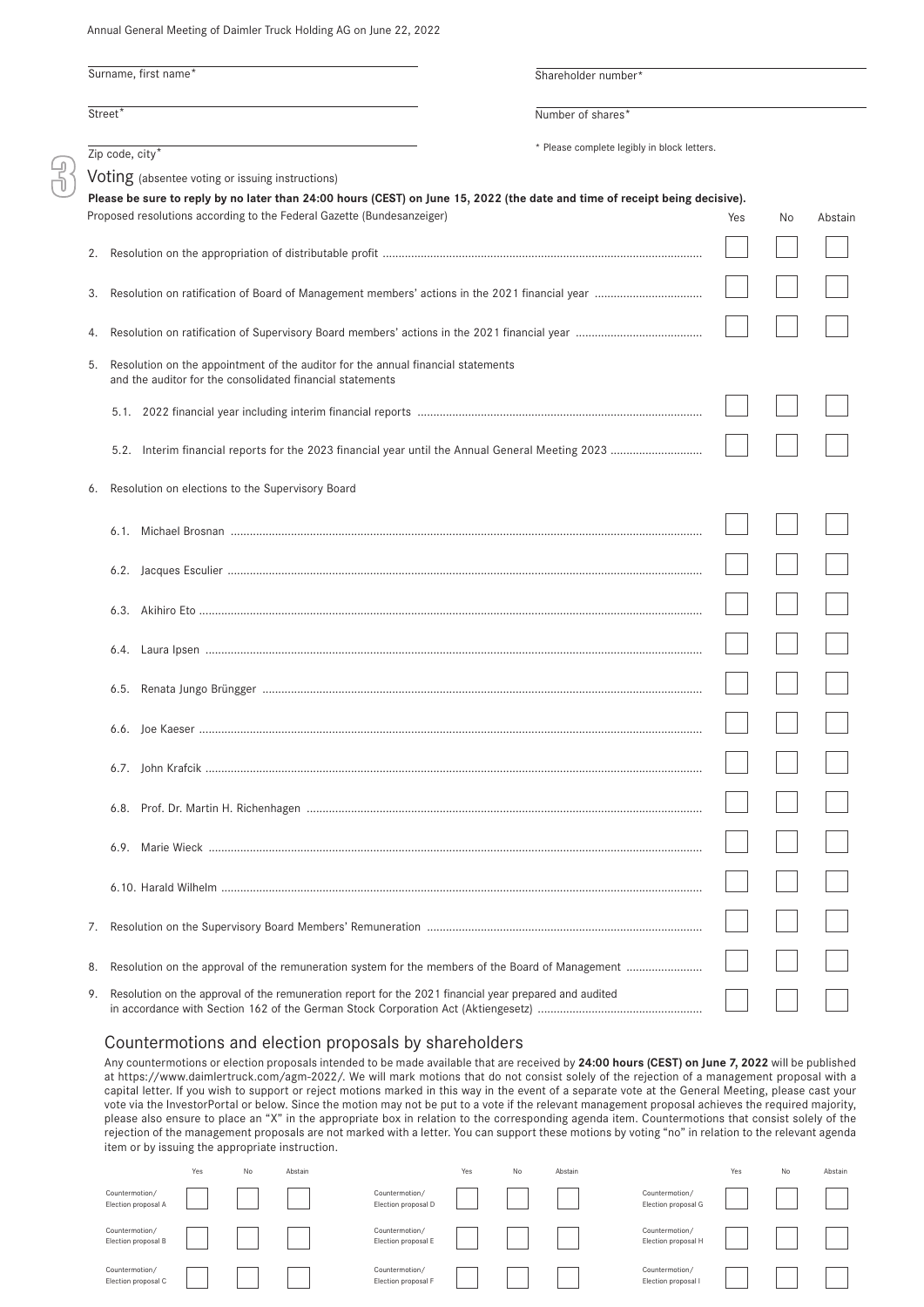Annual General Meeting of Daimler Truck Holding AG on June 22, 2022

Surname, first name*

Street*

Zip code, city*

Shareholder number*

Number of shares*

* Please complete legibly in block letters.

## 3 Voting (absentee voting or issuing instructions)

**Please be sure to reply by no later than 24:00 hours (CEST) on June 15, 2022 (the date and time of receipt being decisive).**

| Proposed resolutions according to the Federal Gazette (Bundesanzeiger) | Yes | No | Abstain |
|---|---|---|---|
| 2. Resolution on the appropriation of distributable profit | ☐ | ☐ | ☐ |
| 3. Resolution on ratification of Board of Management members' actions in the 2021 financial year | ☐ | ☐ | ☐ |
| 4. Resolution on ratification of Supervisory Board members' actions in the 2021 financial year | ☐ | ☐ | ☐ |
| 5. Resolution on the appointment of the auditor for the annual financial statements and the auditor for the consolidated financial statements | | | |
| 5.1. 2022 financial year including interim financial reports | ☐ | ☐ | ☐ |
| 5.2. Interim financial reports for the 2023 financial year until the Annual General Meeting 2023 | ☐ | ☐ | ☐ |
| 6. Resolution on elections to the Supervisory Board | | | |
| 6.1. Michael Brosnan | ☐ | ☐ | ☐ |
| 6.2. Jacques Esculier | ☐ | ☐ | ☐ |
| 6.3. Akihiro Eto | ☐ | ☐ | ☐ |
| 6.4. Laura Ipsen | ☐ | ☐ | ☐ |
| 6.5. Renata Jungo Brüngger | ☐ | ☐ | ☐ |
| 6.6. Joe Kaeser | ☐ | ☐ | ☐ |
| 6.7. John Krafcik | ☐ | ☐ | ☐ |
| 6.8. Prof. Dr. Martin H. Richenhagen | ☐ | ☐ | ☐ |
| 6.9. Marie Wieck | ☐ | ☐ | ☐ |
| 6.10. Harald Wilhelm | ☐ | ☐ | ☐ |
| 7. Resolution on the Supervisory Board Members' Remuneration | ☐ | ☐ | ☐ |
| 8. Resolution on the approval of the remuneration system for the members of the Board of Management | ☐ | ☐ | ☐ |
| 9. Resolution on the approval of the remuneration report for the 2021 financial year prepared and audited in accordance with Section 162 of the German Stock Corporation Act (Aktiengesetz) | ☐ | ☐ | ☐ |

## Countermotions and election proposals by shareholders

Any countermotions or election proposals intended to be made available that are received by **24:00 hours (CEST) on June 7, 2022** will be published at https://www.daimlertruck.com/agm-2022/. We will mark motions that do not consist solely of the rejection of a management proposal with a capital letter. If you wish to support or reject motions marked in this way in the event of a separate vote at the General Meeting, please cast your vote via the InvestorPortal or below. Since the motion may not be put to a vote if the relevant management proposal achieves the required majority, please also ensure to place an "X" in the appropriate box in relation to the corresponding agenda item. Countermotions that consist solely of the rejection of the management proposals are not marked with a letter. You can support these motions by voting "no" in relation to the relevant agenda item or by issuing the appropriate instruction.

| | Yes | No | Abstain | | Yes | No | Abstain | | Yes | No | Abstain |
|---|---|---|---|---|---|---|---|---|---|---|---|
| Countermotion/ Election proposal A | ☐ | ☐ | ☐ | Countermotion/ Election proposal D | ☐ | ☐ | ☐ | Countermotion/ Election proposal G | ☐ | ☐ | ☐ |
| Countermotion/ Election proposal B | ☐ | ☐ | ☐ | Countermotion/ Election proposal E | ☐ | ☐ | ☐ | Countermotion/ Election proposal H | ☐ | ☐ | ☐ |
| Countermotion/ Election proposal C | ☐ | ☐ | ☐ | Countermotion/ Election proposal F | ☐ | ☐ | ☐ | Countermotion/ Election proposal I | ☐ | ☐ | ☐ |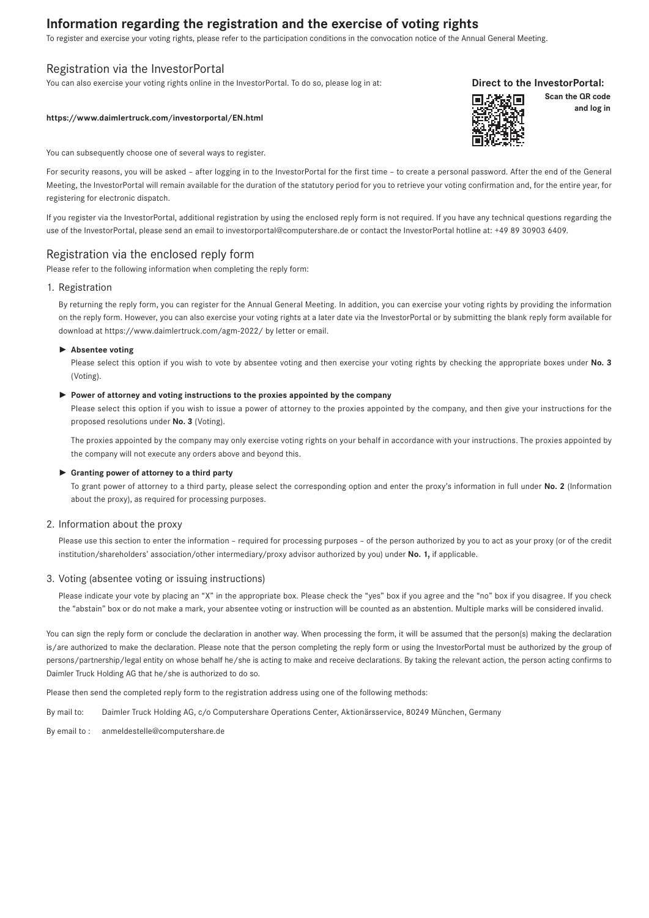# Information regarding the registration and the exercise of voting rights

To register and exercise your voting rights, please refer to the participation conditions in the convocation notice of the Annual General Meeting.

## Registration via the InvestorPortal

You can also exercise your voting rights online in the InvestorPortal. To do so, please log in at:

**https://www.daimlertruck.com/investorportal/EN.html**

**Direct to the InvestorPortal:**

**Scan the QR code and log in**

You can subsequently choose one of several ways to register.

For security reasons, you will be asked – after logging in to the InvestorPortal for the first time – to create a personal password. After the end of the General Meeting, the InvestorPortal will remain available for the duration of the statutory period for you to retrieve your voting confirmation and, for the entire year, for registering for electronic dispatch.

If you register via the InvestorPortal, additional registration by using the enclosed reply form is not required. If you have any technical questions regarding the use of the InvestorPortal, please send an email to investorportal@computershare.de or contact the InvestorPortal hotline at: +49 89 30903 6409.

## Registration via the enclosed reply form

Please refer to the following information when completing the reply form:

1. Registration

   By returning the reply form, you can register for the Annual General Meeting. In addition, you can exercise your voting rights by providing the information on the reply form. However, you can also exercise your voting rights at a later date via the InvestorPortal or by submitting the blank reply form available for download at https://www.daimlertruck.com/agm-2022/ by letter or email.

   ► **Absentee voting**

   Please select this option if you wish to vote by absentee voting and then exercise your voting rights by checking the appropriate boxes under **No. 3** (Voting).

   ► **Power of attorney and voting instructions to the proxies appointed by the company**

   Please select this option if you wish to issue a power of attorney to the proxies appointed by the company, and then give your instructions for the proposed resolutions under **No. 3** (Voting).

   The proxies appointed by the company may only exercise voting rights on your behalf in accordance with your instructions. The proxies appointed by the company will not execute any orders above and beyond this.

   ► **Granting power of attorney to a third party**

   To grant power of attorney to a third party, please select the corresponding option and enter the proxy's information in full under **No. 2** (Information about the proxy), as required for processing purposes.

2. Information about the proxy

   Please use this section to enter the information – required for processing purposes – of the person authorized by you to act as your proxy (or of the credit institution/shareholders' association/other intermediary/proxy advisor authorized by you) under **No. 1,** if applicable.

3. Voting (absentee voting or issuing instructions)

   Please indicate your vote by placing an "X" in the appropriate box. Please check the "yes" box if you agree and the "no" box if you disagree. If you check the "abstain" box or do not make a mark, your absentee voting or instruction will be counted as an abstention. Multiple marks will be considered invalid.

You can sign the reply form or conclude the declaration in another way. When processing the form, it will be assumed that the person(s) making the declaration is/are authorized to make the declaration. Please note that the person completing the reply form or using the InvestorPortal must be authorized by the group of persons/partnership/legal entity on whose behalf he/she is acting to make and receive declarations. By taking the relevant action, the person acting confirms to Daimler Truck Holding AG that he/she is authorized to do so.

Please then send the completed reply form to the registration address using one of the following methods:

By mail to: Daimler Truck Holding AG, c/o Computershare Operations Center, Aktionärsservice, 80249 München, Germany

By email to : anmeldestelle@computershare.de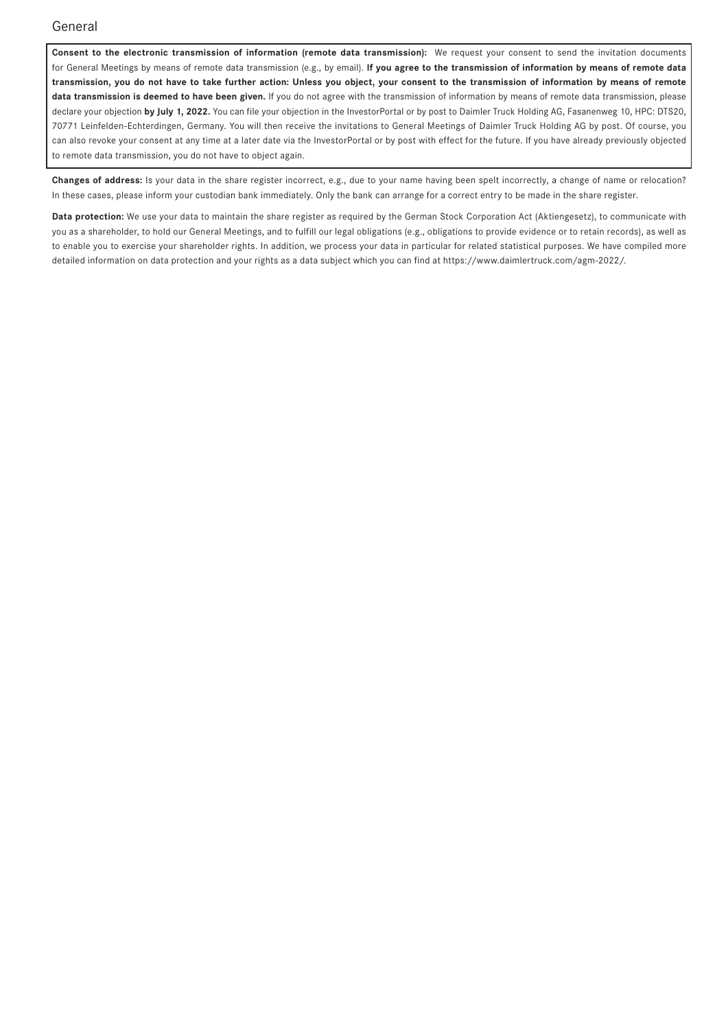## General

**Consent to the electronic transmission of information (remote data transmission):** We request your consent to send the invitation documents for General Meetings by means of remote data transmission (e.g., by email). **If you agree to the transmission of information by means of remote data transmission, you do not have to take further action: Unless you object, your consent to the transmission of information by means of remote data transmission is deemed to have been given.** If you do not agree with the transmission of information by means of remote data transmission, please declare your objection **by July 1, 2022.** You can file your objection in the InvestorPortal or by post to Daimler Truck Holding AG, Fasanenweg 10, HPC: DTS20, 70771 Leinfelden-Echterdingen, Germany. You will then receive the invitations to General Meetings of Daimler Truck Holding AG by post. Of course, you can also revoke your consent at any time at a later date via the InvestorPortal or by post with effect for the future. If you have already previously objected to remote data transmission, you do not have to object again.

**Changes of address:** Is your data in the share register incorrect, e.g., due to your name having been spelt incorrectly, a change of name or relocation? In these cases, please inform your custodian bank immediately. Only the bank can arrange for a correct entry to be made in the share register.

**Data protection:** We use your data to maintain the share register as required by the German Stock Corporation Act (Aktiengesetz), to communicate with you as a shareholder, to hold our General Meetings, and to fulfill our legal obligations (e.g., obligations to provide evidence or to retain records), as well as to enable you to exercise your shareholder rights. In addition, we process your data in particular for related statistical purposes. We have compiled more detailed information on data protection and your rights as a data subject which you can find at https://www.daimlertruck.com/agm-2022/.